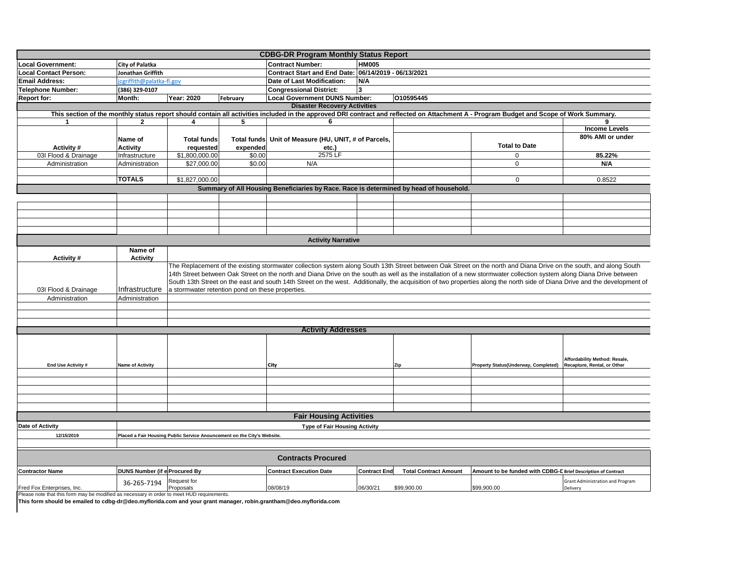## CDBG-DR Program Monthly Status Report

| | | | | | | |
|---|---|---|---|---|---|---|
| **Local Government:** | **City of Palatka** | | | **Contract Number:** | **HM005** | |
| **Local Contact Person:** | **Jonathan Griffith** | | | **Contract Start and End Date:** | **06/14/2019 - 06/13/2021** | |
| **Email Address:** | jcgriffith@palatka-fl.gov | | | **Date of Last Modification:** | **N/A** | |
| **Telephone Number:** | **(386) 329-0107** | | | **Congressional District:** | **3** | |
| **Report for:** | **Month:** | **Year: 2020** | **February** | **Local Government DUNS Number:** | | **O10595445** |

### Disaster Recovery Activities

**This section of the monthly status report should contain all activities included in the approved DRI contract and reflected on Attachment A - Program Budget and Scope of Work Summary.**

| 1 | 2 | 4 | 5 | 6 | | | 9 |
|---|---|---|---|---|---|---|---|
| | | | | | | | **Income Levels** |
| **Activity #** | **Name of Activity** | **Total funds requested** | **Total funds expended** | **Unit of Measure (HU, UNIT, # of Parcels, etc.)** | | **Total to Date** | **80% AMI or under** |
| 03I Flood & Drainage | Infrastructure | $1,800,000.00 | $0.00 | 2575 LF | | 0 | **85.22%** |
| Administration | Administration | $27,000.00 | $0.00 | N/A | | 0 | **N/A** |
| | | | | | | | |
| | **TOTALS** | $1,827,000.00 | | | | 0 | 0.8522 |

### Summary of All Housing Beneficiaries by Race. Race is determined by head of household.

| | | | | | | | | |
|---|---|---|---|---|---|---|---|---|
| | | | | | | | | |
| | | | | | | | | |
| | | | | | | | | |
| | | | | | | | | |
| | | | | | | | | |

### Activity Narrative

| **Activity #** | **Name of Activity** | |
|---|---|---|
| 03I Flood & Drainage | Infrastructure | The Replacement of the existing stormwater collection system along South 13th Street between Oak Street on the north and Diana Drive on the south, and along South 14th Street between Oak Street on the north and Diana Drive on the south as well as the installation of a new stormwater collection system along Diana Drive between South 13th Street on the east and south 14th Street on the west. Additionally, the acquisition of two properties along the north side of Diana Drive and the development of a stormwater retention pond on these properties. |
| Administration | Administration | |
| | | |
| | | |
| | | |

### Activity Addresses

| **End Use Activity #** | **Name of Activity** | | **City** | **Zip** | **Property Status(Underway, Completed)** | **Affordability Method: Resale, Recapture, Rental, or Other** |
|---|---|---|---|---|---|---|
| | | | | | | |
| | | | | | | |
| | | | | | | |
| | | | | | | |
| | | | | | | |

### Fair Housing Activities

| **Date of Activity** | **Type of Fair Housing Activity** |
|---|---|
| **12/15/2019** | **Placed a Fair Housing Public Service Announcement on the City's Website.** |
| | |

### Contracts Procured

| **Contractor Name** | **DUNS Number (if e** | **Procured By** | **Contract Execution Date** | **Contract End** | **Total Contract Amount** | **Amount to be funded with CDBG-D** | **Brief Description of Contract** |
|---|---|---|---|---|---|---|---|
| Fred Fox Enterprises, Inc. | 36-265-7194 | Request for Proposals | 08/08/19 | 06/30/21 | $99,900.00 | $99,900.00 | Grant Administration and Program Delivery |

Please note that this form may be modified as necessary in order to meet HUD requirements.

**This form should be emailed to cdbg-dr@deo.myflorida.com and your grant manager, robin.grantham@deo.myflorida.com**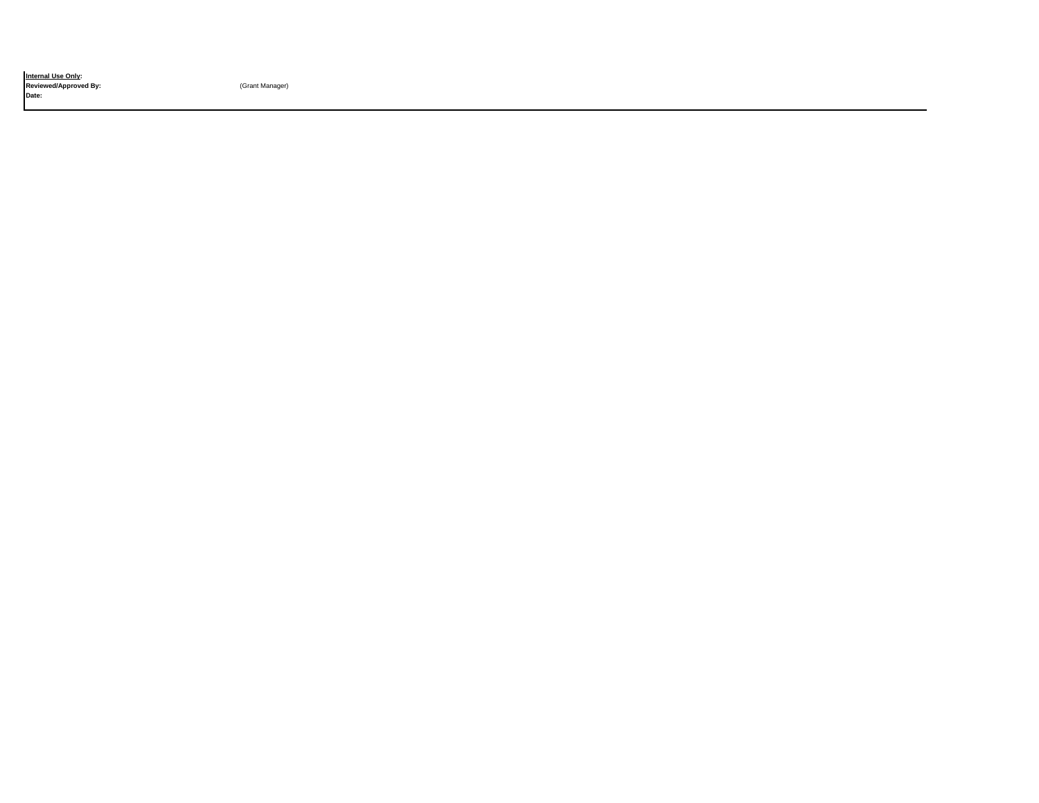**Internal Use Only:**
**Reviewed/Approved By:** (Grant Manager)
**Date:**